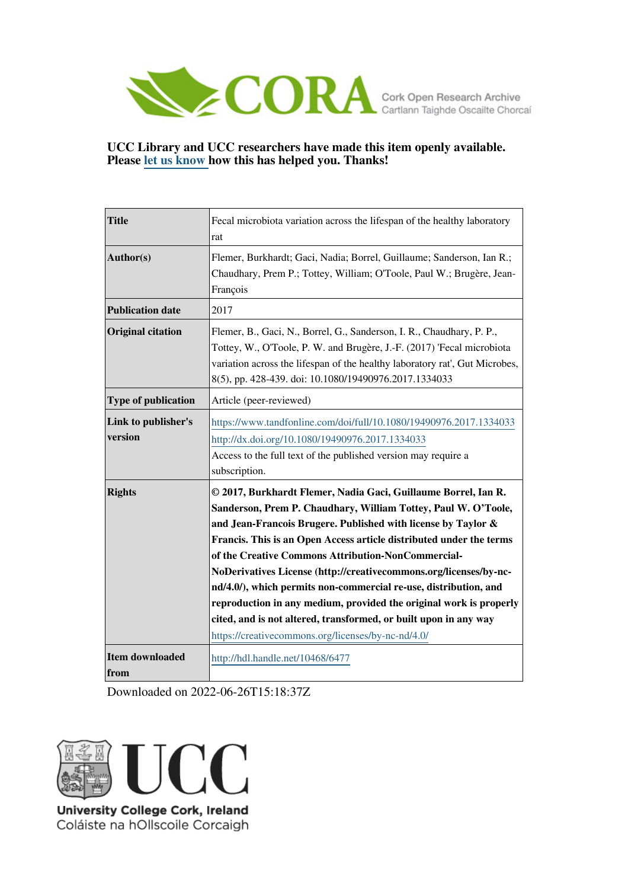UCC Library and UCC researchers have made this item openly available. Please let us know how this has helped you. Thanks!

| | |
|---|---|
| **Title** | Fecal microbiota variation across the lifespan of the healthy laboratory rat |
| **Author(s)** | Flemer, Burkhardt; Gaci, Nadia; Borrel, Guillaume; Sanderson, Ian R.; Chaudhary, Prem P.; Tottey, William; O'Toole, Paul W.; Brugère, Jean-François |
| **Publication date** | 2017 |
| **Original citation** | Flemer, B., Gaci, N., Borrel, G., Sanderson, I. R., Chaudhary, P. P., Tottey, W., O'Toole, P. W. and Brugère, J.-F. (2017) 'Fecal microbiota variation across the lifespan of the healthy laboratory rat', Gut Microbes, 8(5), pp. 428-439. doi: 10.1080/19490976.2017.1334033 |
| **Type of publication** | Article (peer-reviewed) |
| **Link to publisher's version** | https://www.tandfonline.com/doi/full/10.1080/19490976.2017.1334033 http://dx.doi.org/10.1080/19490976.2017.1334033 Access to the full text of the published version may require a subscription. |
| **Rights** | **© 2017, Burkhardt Flemer, Nadia Gaci, Guillaume Borrel, Ian R. Sanderson, Prem P. Chaudhary, William Tottey, Paul W. O'Toole, and Jean-Francois Brugere. Published with license by Taylor & Francis. This is an Open Access article distributed under the terms of the Creative Commons Attribution-NonCommercial-NoDerivatives License (http://creativecommons.org/licenses/by-nc-nd/4.0/), which permits non-commercial re-use, distribution, and reproduction in any medium, provided the original work is properly cited, and is not altered, transformed, or built upon in any way** https://creativecommons.org/licenses/by-nc-nd/4.0/ |
| **Item downloaded from** | http://hdl.handle.net/10468/6477 |

Downloaded on 2022-06-26T15:18:37Z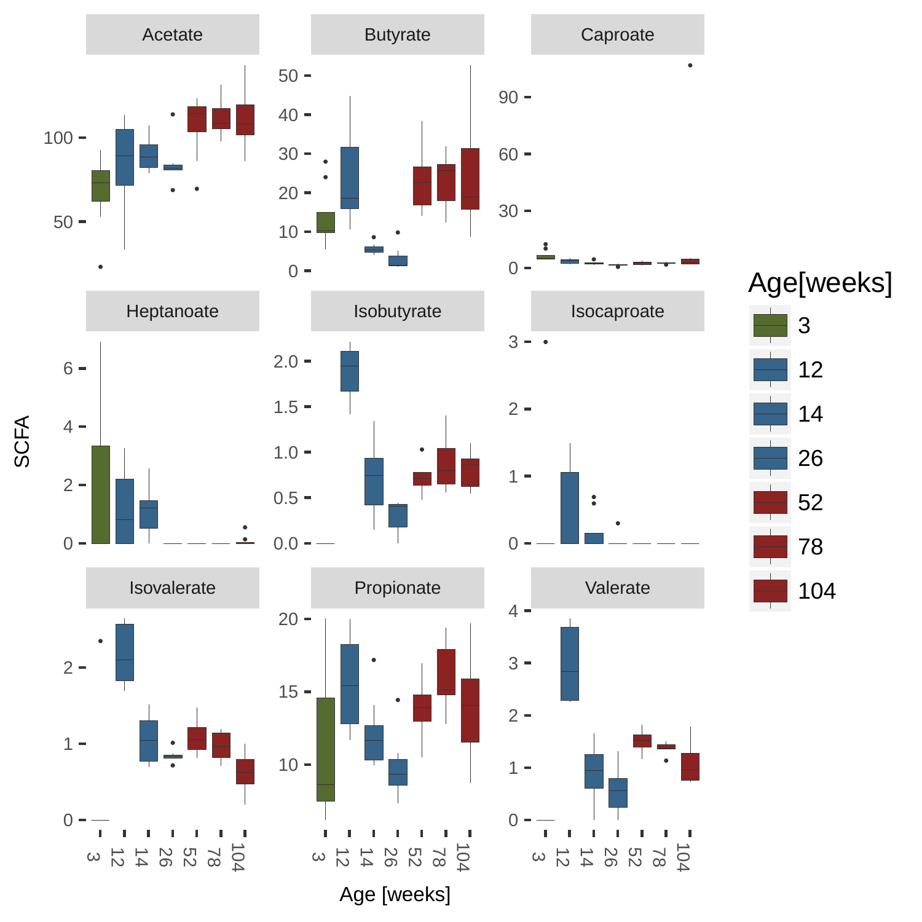Acetate

Butyrate

Caproate

Heptanoate

Isobutyrate

Isocaproate

Isovalerate

Propionate

Valerate

SCFA

Age [weeks]

Age[weeks]

3

12

14

26

52

78

104